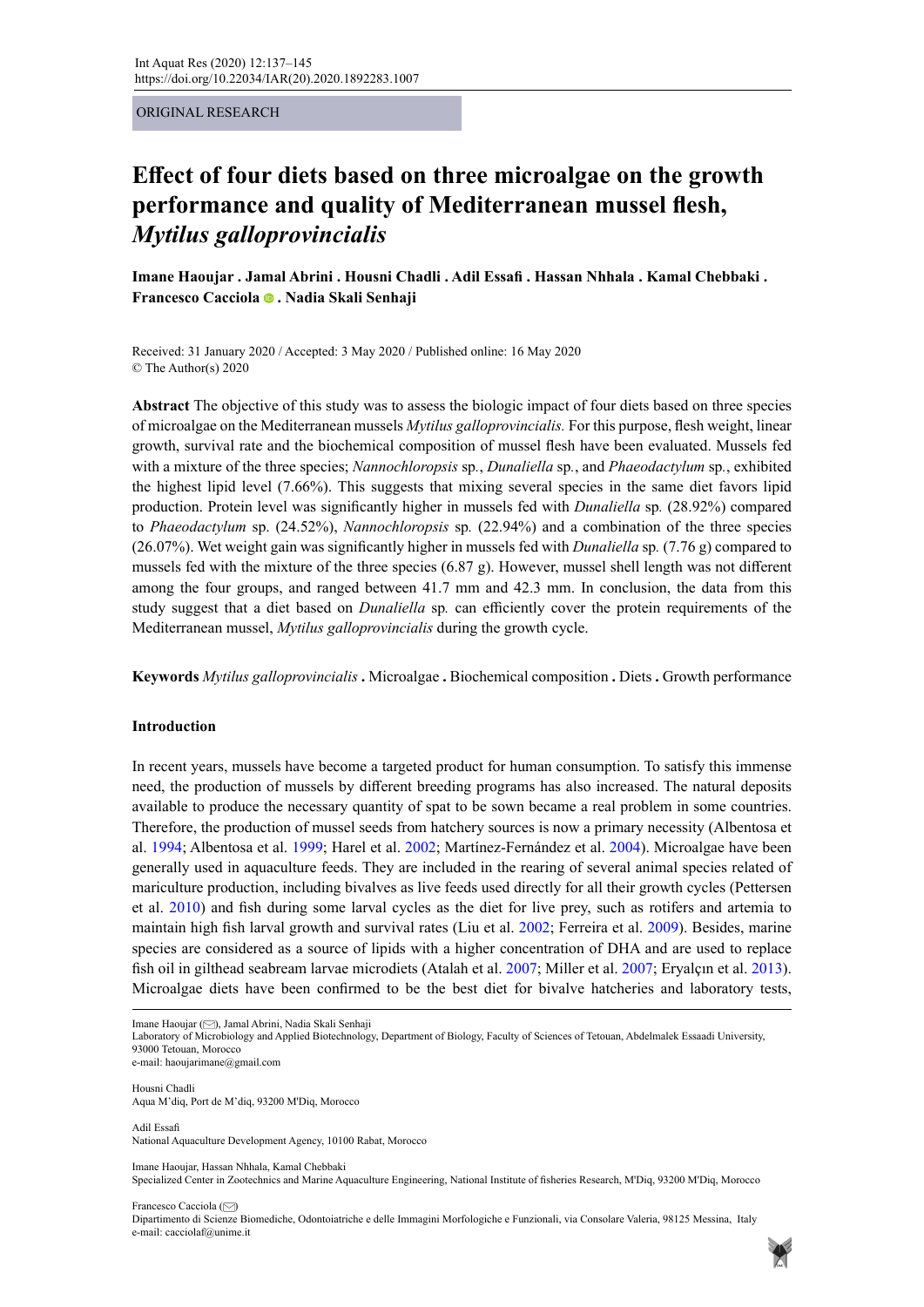ORIGINAL RESEARCH

# Effect of four diets based on three microalgae on the growth performance and quality of Mediterranean mussel flesh, *Mytilus galloprovincialis*

**Imane Haoujar . Jamal Abrini . Housni Chadli . Adil Essafi . Hassan Nhhala . Kamal Chebbaki . Francesco Cacciola . Nadia Skali Senhaji**

Received: 31 January 2020 / Accepted: 3 May 2020 / Published online: 16 May 2020
© The Author(s) 2020

**Abstract** The objective of this study was to assess the biologic impact of four diets based on three species of microalgae on the Mediterranean mussels *Mytilus galloprovincialis.* For this purpose, flesh weight, linear growth, survival rate and the biochemical composition of mussel flesh have been evaluated. Mussels fed with a mixture of the three species; *Nannochloropsis* sp*.*, *Dunaliella* sp*.*, and *Phaeodactylum* sp*.*, exhibited the highest lipid level (7.66%). This suggests that mixing several species in the same diet favors lipid production. Protein level was significantly higher in mussels fed with *Dunaliella* sp*.* (28.92%) compared to *Phaeodactylum* sp. (24.52%), *Nannochloropsis* sp*.* (22.94%) and a combination of the three species (26.07%). Wet weight gain was significantly higher in mussels fed with *Dunaliella* sp*.* (7.76 g) compared to mussels fed with the mixture of the three species (6.87 g). However, mussel shell length was not different among the four groups, and ranged between 41.7 mm and 42.3 mm. In conclusion, the data from this study suggest that a diet based on *Dunaliella* sp*.* can efficiently cover the protein requirements of the Mediterranean mussel, *Mytilus galloprovincialis* during the growth cycle.

**Keywords** *Mytilus galloprovincialis* **.** Microalgae **.** Biochemical composition **.** Diets **.** Growth performance

## Introduction

In recent years, mussels have become a targeted product for human consumption. To satisfy this immense need, the production of mussels by different breeding programs has also increased. The natural deposits available to produce the necessary quantity of spat to be sown became a real problem in some countries. Therefore, the production of mussel seeds from hatchery sources is now a primary necessity (Albentosa et al. 1994; Albentosa et al. 1999; Harel et al. 2002; Martínez-Fernández et al. 2004). Microalgae have been generally used in aquaculture feeds. They are included in the rearing of several animal species related of mariculture production, including bivalves as live feeds used directly for all their growth cycles (Pettersen et al. 2010) and fish during some larval cycles as the diet for live prey, such as rotifers and artemia to maintain high fish larval growth and survival rates (Liu et al. 2002; Ferreira et al. 2009). Besides, marine species are considered as a source of lipids with a higher concentration of DHA and are used to replace fish oil in gilthead seabream larvae microdiets (Atalah et al. 2007; Miller et al. 2007; Eryalçın et al. 2013). Microalgae diets have been confirmed to be the best diet for bivalve hatcheries and laboratory tests,

---

Imane Haoujar (✉), Jamal Abrini, Nadia Skali Senhaji
Laboratory of Microbiology and Applied Biotechnology, Department of Biology, Faculty of Sciences of Tetouan, Abdelmalek Essaadi University, 93000 Tetouan, Morocco
e-mail: haoujarimane@gmail.com

Housni Chadli
Aqua M'diq, Port de M'diq, 93200 M'Diq, Morocco

Adil Essafi
National Aquaculture Development Agency, 10100 Rabat, Morocco

Imane Haoujar, Hassan Nhhala, Kamal Chebbaki
Specialized Center in Zootechnics and Marine Aquaculture Engineering, National Institute of fisheries Research, M'Diq, 93200 M'Diq, Morocco

Francesco Cacciola (✉)
Dipartimento di Scienze Biomediche, Odontoiatriche e delle Immagini Morfologiche e Funzionali, via Consolare Valeria, 98125 Messina, Italy
e-mail: cacciolaf@unime.it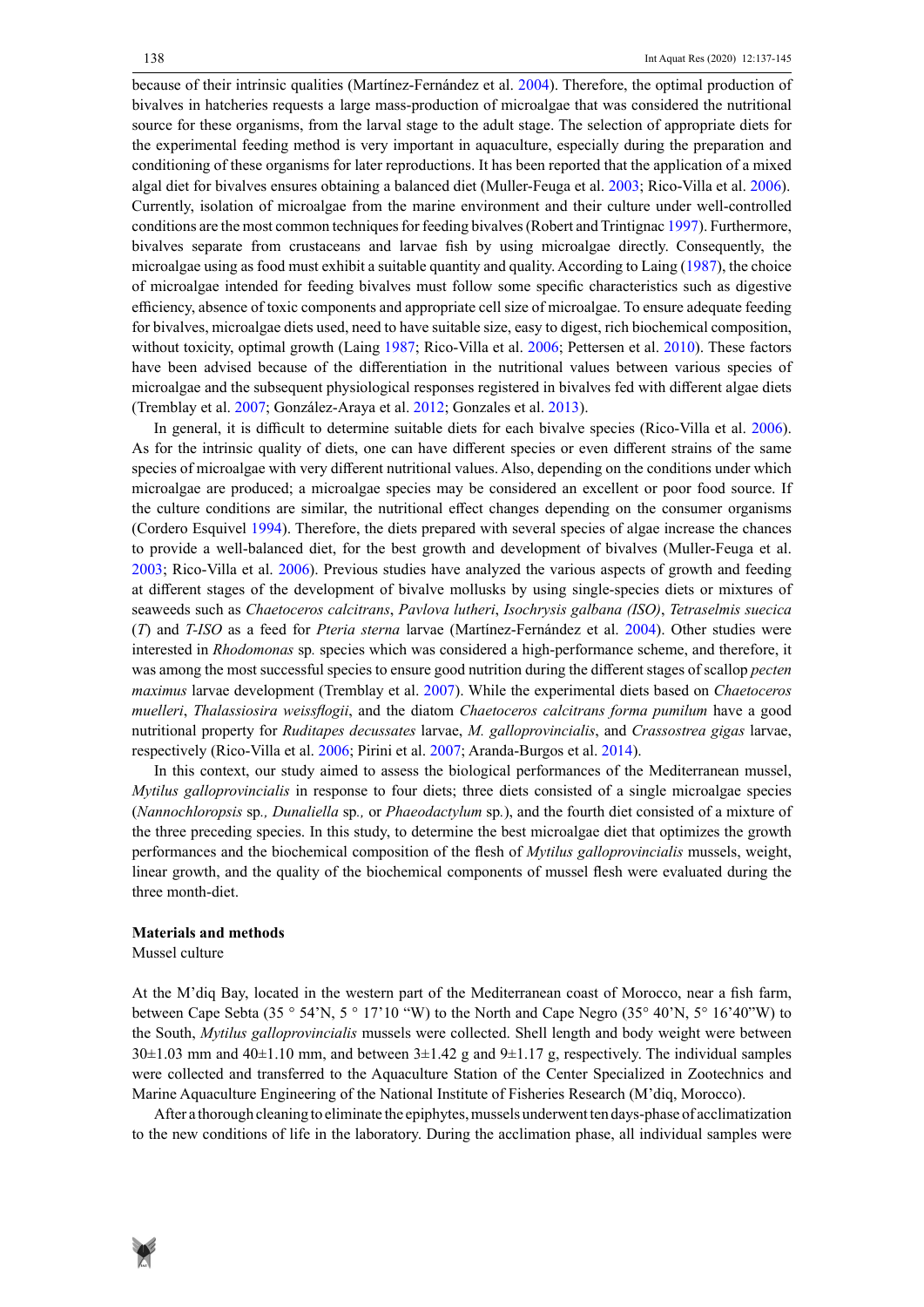because of their intrinsic qualities (Martínez-Fernández et al. 2004). Therefore, the optimal production of bivalves in hatcheries requests a large mass-production of microalgae that was considered the nutritional source for these organisms, from the larval stage to the adult stage. The selection of appropriate diets for the experimental feeding method is very important in aquaculture, especially during the preparation and conditioning of these organisms for later reproductions. It has been reported that the application of a mixed algal diet for bivalves ensures obtaining a balanced diet (Muller-Feuga et al. 2003; Rico-Villa et al. 2006). Currently, isolation of microalgae from the marine environment and their culture under well-controlled conditions are the most common techniques for feeding bivalves (Robert and Trintignac 1997). Furthermore, bivalves separate from crustaceans and larvae fish by using microalgae directly. Consequently, the microalgae using as food must exhibit a suitable quantity and quality. According to Laing (1987), the choice of microalgae intended for feeding bivalves must follow some specific characteristics such as digestive efficiency, absence of toxic components and appropriate cell size of microalgae. To ensure adequate feeding for bivalves, microalgae diets used, need to have suitable size, easy to digest, rich biochemical composition, without toxicity, optimal growth (Laing 1987; Rico-Villa et al. 2006; Pettersen et al. 2010). These factors have been advised because of the differentiation in the nutritional values between various species of microalgae and the subsequent physiological responses registered in bivalves fed with different algae diets (Tremblay et al. 2007; González-Araya et al. 2012; Gonzales et al. 2013).

In general, it is difficult to determine suitable diets for each bivalve species (Rico-Villa et al. 2006). As for the intrinsic quality of diets, one can have different species or even different strains of the same species of microalgae with very different nutritional values. Also, depending on the conditions under which microalgae are produced; a microalgae species may be considered an excellent or poor food source. If the culture conditions are similar, the nutritional effect changes depending on the consumer organisms (Cordero Esquivel 1994). Therefore, the diets prepared with several species of algae increase the chances to provide a well-balanced diet, for the best growth and development of bivalves (Muller-Feuga et al. 2003; Rico-Villa et al. 2006). Previous studies have analyzed the various aspects of growth and feeding at different stages of the development of bivalve mollusks by using single-species diets or mixtures of seaweeds such as *Chaetoceros calcitrans*, *Pavlova lutheri*, *Isochrysis galbana (ISO)*, *Tetraselmis suecica* (*T*) and *T-ISO* as a feed for *Pteria sterna* larvae (Martínez-Fernández et al. 2004). Other studies were interested in *Rhodomonas* sp. species which was considered a high-performance scheme, and therefore, it was among the most successful species to ensure good nutrition during the different stages of scallop *pecten maximus* larvae development (Tremblay et al. 2007). While the experimental diets based on *Chaetoceros muelleri*, *Thalassiosira weissflogii*, and the diatom *Chaetoceros calcitrans forma pumilum* have a good nutritional property for *Ruditapes decussates* larvae, *M. galloprovincialis*, and *Crassostrea gigas* larvae, respectively (Rico-Villa et al. 2006; Pirini et al. 2007; Aranda-Burgos et al. 2014).

In this context, our study aimed to assess the biological performances of the Mediterranean mussel, *Mytilus galloprovincialis* in response to four diets; three diets consisted of a single microalgae species (*Nannochloropsis* sp*.*, *Dunaliella* sp*.*, or *Phaeodactylum* sp.), and the fourth diet consisted of a mixture of the three preceding species. In this study, to determine the best microalgae diet that optimizes the growth performances and the biochemical composition of the flesh of *Mytilus galloprovincialis* mussels, weight, linear growth, and the quality of the biochemical components of mussel flesh were evaluated during the three month-diet.

## Materials and methods

### Mussel culture

At the M'diq Bay, located in the western part of the Mediterranean coast of Morocco, near a fish farm, between Cape Sebta (35 ° 54'N, 5 ° 17'10 "W) to the North and Cape Negro (35° 40'N, 5° 16'40"W) to the South, *Mytilus galloprovincialis* mussels were collected. Shell length and body weight were between 30±1.03 mm and 40±1.10 mm, and between 3±1.42 g and 9±1.17 g, respectively. The individual samples were collected and transferred to the Aquaculture Station of the Center Specialized in Zootechnics and Marine Aquaculture Engineering of the National Institute of Fisheries Research (M'diq, Morocco).

After a thorough cleaning to eliminate the epiphytes, mussels underwent ten days-phase of acclimatization to the new conditions of life in the laboratory. During the acclimation phase, all individual samples were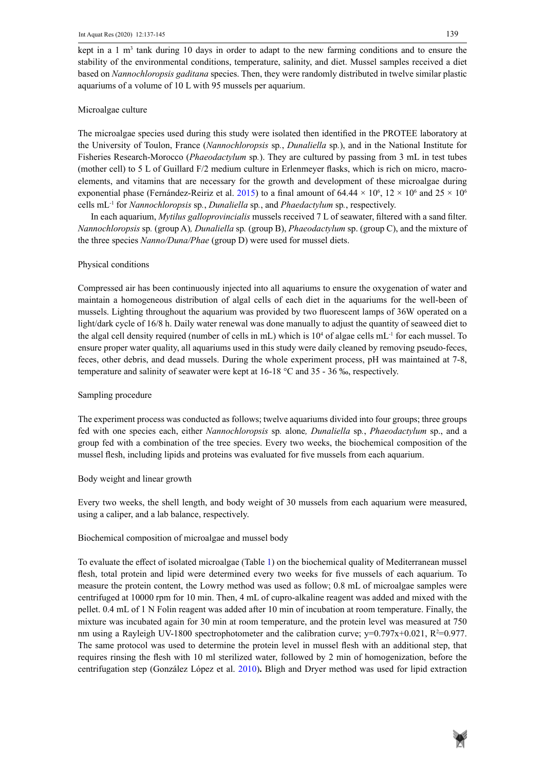kept in a 1 $m^3$ tank during 10 days in order to adapt to the new farming conditions and to ensure the stability of the environmental conditions, temperature, salinity, and diet. Mussel samples received a diet based on *Nannochloropsis gaditana* species. Then, they were randomly distributed in twelve similar plastic aquariums of a volume of 10 L with 95 mussels per aquarium.

## Microalgae culture

The microalgae species used during this study were isolated then identified in the PROTEE laboratory at the University of Toulon, France (*Nannochloropsis* sp., *Dunaliella* sp.), and in the National Institute for Fisheries Research-Morocco (*Phaeodactylum* sp.). They are cultured by passing from 3 mL in test tubes (mother cell) to 5 L of Guillard F/2 medium culture in Erlenmeyer flasks, which is rich on micro, macro-elements, and vitamins that are necessary for the growth and development of these microalgae during exponential phase (Fernández-Reiriz et al. 2015) to a final amount of 64.44 × $10^6$, 12 × $10^6$ and 25 × $10^6$ cells $mL^{-1}$ for *Nannochloropsis* sp., *Dunaliella* sp., and *Phaedactylum* sp., respectively.

In each aquarium, *Mytilus galloprovincialis* mussels received 7 L of seawater, filtered with a sand filter. *Nannochloropsis* sp. (group A), *Dunaliella* sp. (group B), *Phaeodactylum* sp. (group C), and the mixture of the three species *Nanno/Duna/Phae* (group D) were used for mussel diets.

## Physical conditions

Compressed air has been continuously injected into all aquariums to ensure the oxygenation of water and maintain a homogeneous distribution of algal cells of each diet in the aquariums for the well-been of mussels. Lighting throughout the aquarium was provided by two fluorescent lamps of 36W operated on a light/dark cycle of 16/8 h. Daily water renewal was done manually to adjust the quantity of seaweed diet to the algal cell density required (number of cells in mL) which is $10^4$ of algae cells $mL^{-1}$ for each mussel. To ensure proper water quality, all aquariums used in this study were daily cleaned by removing pseudo-feces, feces, other debris, and dead mussels. During the whole experiment process, pH was maintained at 7-8, temperature and salinity of seawater were kept at 16-18 °C and 35 - 36 ‰, respectively.

## Sampling procedure

The experiment process was conducted as follows; twelve aquariums divided into four groups; three groups fed with one species each, either *Nannochloropsis* sp. alone, *Dunaliella* sp., *Phaeodactylum* sp., and a group fed with a combination of the tree species. Every two weeks, the biochemical composition of the mussel flesh, including lipids and proteins was evaluated for five mussels from each aquarium.

## Body weight and linear growth

Every two weeks, the shell length, and body weight of 30 mussels from each aquarium were measured, using a caliper, and a lab balance, respectively.

## Biochemical composition of microalgae and mussel body

To evaluate the effect of isolated microalgae (Table 1) on the biochemical quality of Mediterranean mussel flesh, total protein and lipid were determined every two weeks for five mussels of each aquarium. To measure the protein content, the Lowry method was used as follow; 0.8 mL of microalgae samples were centrifuged at 10000 rpm for 10 min. Then, 4 mL of cupro-alkaline reagent was added and mixed with the pellet. 0.4 mL of 1 N Folin reagent was added after 10 min of incubation at room temperature. Finally, the mixture was incubated again for 30 min at room temperature, and the protein level was measured at 750 nm using a Rayleigh UV-1800 spectrophotometer and the calibration curve; $y=0.797x+0.021$, $R^2=0.977$. The same protocol was used to determine the protein level in mussel flesh with an additional step, that requires rinsing the flesh with 10 ml sterilized water, followed by 2 min of homogenization, before the centrifugation step (González López et al. 2010)**.** Bligh and Dryer method was used for lipid extraction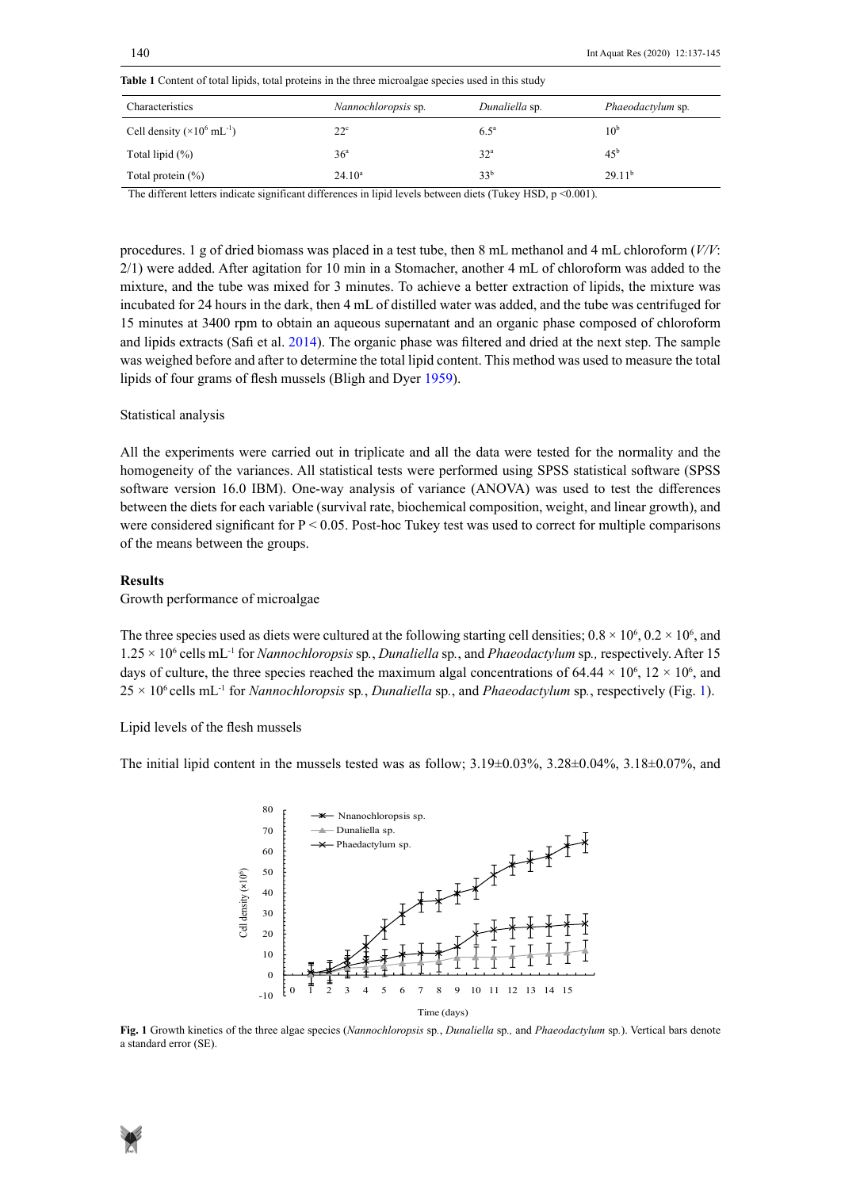**Table 1** Content of total lipids, total proteins in the three microalgae species used in this study

| Characteristics | *Nannochloropsis* sp. | *Dunaliella* sp. | *Phaeodactylum* sp. |
|---|---|---|---|
| Cell density ($\times 10^6$ mL$^{-1}$) | 22[c] | 6.5[a] | 10[b] |
| Total lipid (%) | 36[a] | 32[a] | 45[b] |
| Total protein (%) | 24.10[a] | 33[b] | 29.11[b] |

The different letters indicate significant differences in lipid levels between diets (Tukey HSD, $p < 0.001$).

procedures. 1 g of dried biomass was placed in a test tube, then 8 mL methanol and 4 mL chloroform (*V/V*: 2/1) were added. After agitation for 10 min in a Stomacher, another 4 mL of chloroform was added to the mixture, and the tube was mixed for 3 minutes. To achieve a better extraction of lipids, the mixture was incubated for 24 hours in the dark, then 4 mL of distilled water was added, and the tube was centrifuged for 15 minutes at 3400 rpm to obtain an aqueous supernatant and an organic phase composed of chloroform and lipids extracts (Safi et al. 2014). The organic phase was filtered and dried at the next step. The sample was weighed before and after to determine the total lipid content. This method was used to measure the total lipids of four grams of flesh mussels (Bligh and Dyer 1959).

Statistical analysis

All the experiments were carried out in triplicate and all the data were tested for the normality and the homogeneity of the variances. All statistical tests were performed using SPSS statistical software (SPSS software version 16.0 IBM). One-way analysis of variance (ANOVA) was used to test the differences between the diets for each variable (survival rate, biochemical composition, weight, and linear growth), and were considered significant for $P < 0.05$. Post-hoc Tukey test was used to correct for multiple comparisons of the means between the groups.

## Results

Growth performance of microalgae

The three species used as diets were cultured at the following starting cell densities; $0.8 \times 10^6$, $0.2 \times 10^6$, and $1.25 \times 10^6$ cells mL$^{-1}$ for *Nannochloropsis* sp., *Dunaliella* sp., and *Phaeodactylum* sp., respectively. After 15 days of culture, the three species reached the maximum algal concentrations of $64.44 \times 10^6$, $12 \times 10^6$, and $25 \times 10^6$ cells mL$^{-1}$ for *Nannochloropsis* sp., *Dunaliella* sp., and *Phaeodactylum* sp., respectively (Fig. 1).

Lipid levels of the flesh mussels

The initial lipid content in the mussels tested was as follow; 3.19±0.03%, 3.28±0.04%, 3.18±0.07%, and

**Fig. 1** Growth kinetics of the three algae species (*Nannochloropsis* sp., *Dunaliella* sp., and *Phaeodactylum* sp.). Vertical bars denote a standard error (SE).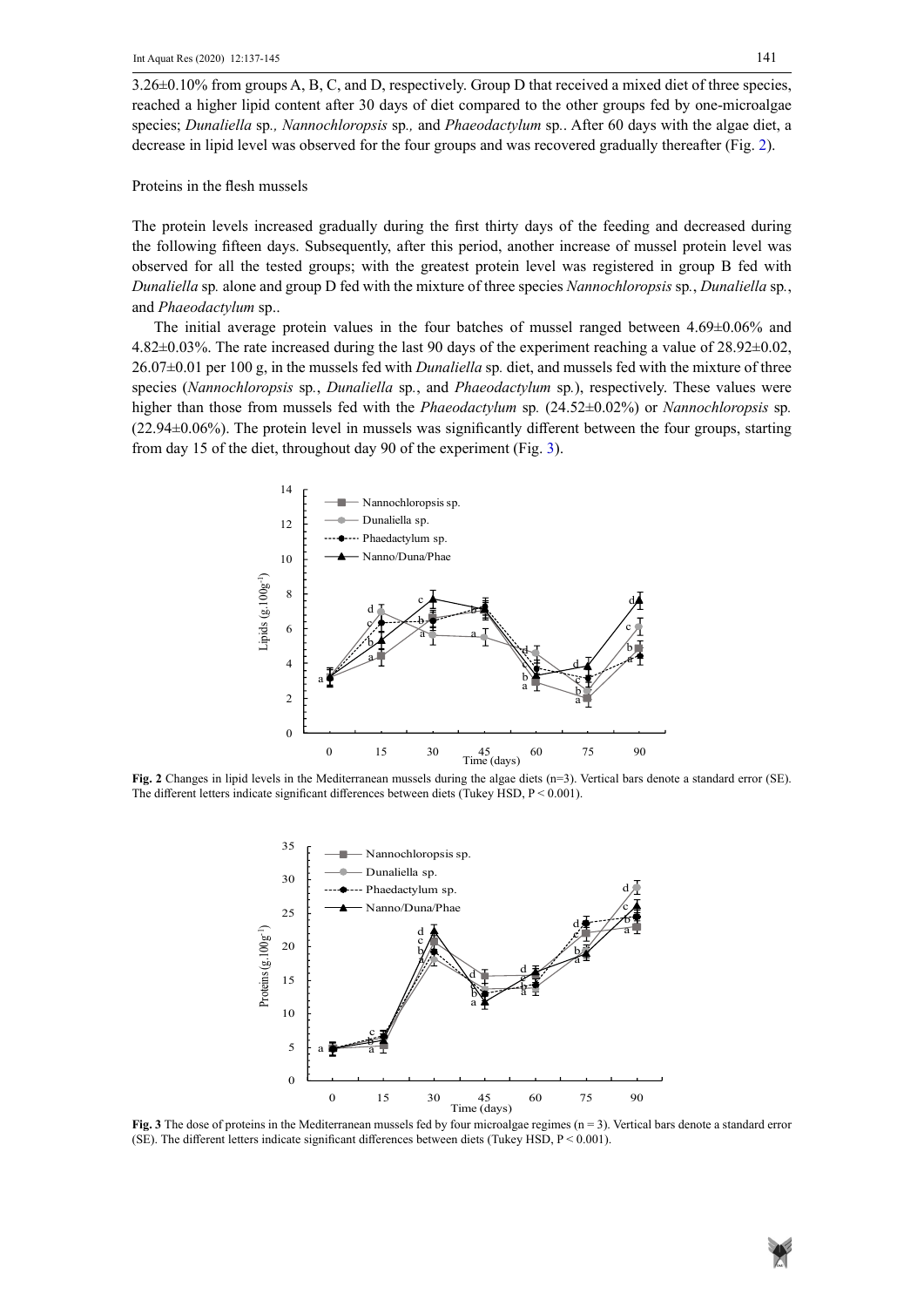3.26±0.10% from groups A, B, C, and D, respectively. Group D that received a mixed diet of three species, reached a higher lipid content after 30 days of diet compared to the other groups fed by one-microalgae species; *Dunaliella* sp*., Nannochloropsis* sp*.,* and *Phaeodactylum* sp*.*. After 60 days with the algae diet, a decrease in lipid level was observed for the four groups and was recovered gradually thereafter (Fig. 2).

Proteins in the flesh mussels

The protein levels increased gradually during the first thirty days of the feeding and decreased during the following fifteen days. Subsequently, after this period, another increase of mussel protein level was observed for all the tested groups; with the greatest protein level was registered in group B fed with *Dunaliella* sp*.* alone and group D fed with the mixture of three species *Nannochloropsis* sp*.*, *Dunaliella* sp*.*, and *Phaeodactylum* sp..

The initial average protein values in the four batches of mussel ranged between 4.69±0.06% and 4.82±0.03%. The rate increased during the last 90 days of the experiment reaching a value of 28.92±0.02, 26.07±0.01 per 100 g, in the mussels fed with *Dunaliella* sp*.* diet, and mussels fed with the mixture of three species (*Nannochloropsis* sp*.*, *Dunaliella* sp*.*, and *Phaeodactylum* sp*.*), respectively. These values were higher than those from mussels fed with the *Phaeodactylum* sp*.* (24.52±0.02%) or *Nannochloropsis* sp*.* (22.94±0.06%). The protein level in mussels was significantly different between the four groups, starting from day 15 of the diet, throughout day 90 of the experiment (Fig. 3).

**Fig. 2** Changes in lipid levels in the Mediterranean mussels during the algae diets (n=3). Vertical bars denote a standard error (SE). The different letters indicate significant differences between diets (Tukey HSD, P < 0.001).

**Fig. 3** The dose of proteins in the Mediterranean mussels fed by four microalgae regimes (n = 3). Vertical bars denote a standard error (SE). The different letters indicate significant differences between diets (Tukey HSD, P < 0.001).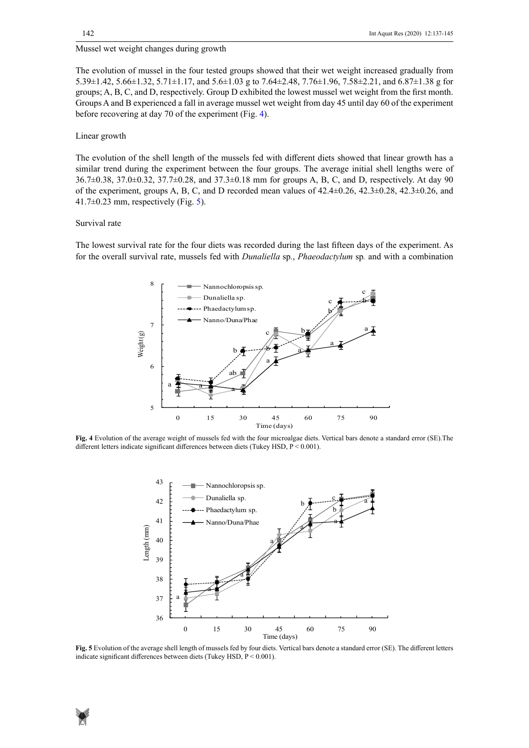Mussel wet weight changes during growth

The evolution of mussel in the four tested groups showed that their wet weight increased gradually from 5.39±1.42, 5.66±1.32, 5.71±1.17, and 5.6±1.03 g to 7.64±2.48, 7.76±1.96, 7.58±2.21, and 6.87±1.38 g for groups; A, B, C, and D, respectively. Group D exhibited the lowest mussel wet weight from the first month. Groups A and B experienced a fall in average mussel wet weight from day 45 until day 60 of the experiment before recovering at day 70 of the experiment (Fig. 4).

Linear growth

The evolution of the shell length of the mussels fed with different diets showed that linear growth has a similar trend during the experiment between the four groups. The average initial shell lengths were of 36.7±0.38, 37.0±0.32, 37.7±0.28, and 37.3±0.18 mm for groups A, B, C, and D, respectively. At day 90 of the experiment, groups A, B, C, and D recorded mean values of 42.4±0.26, 42.3±0.28, 42.3±0.26, and 41.7±0.23 mm, respectively (Fig. 5).

Survival rate

The lowest survival rate for the four diets was recorded during the last fifteen days of the experiment. As for the overall survival rate, mussels fed with *Dunaliella* sp., *Phaeodactylum* sp. and with a combination

**Fig. 4** Evolution of the average weight of mussels fed with the four microalgae diets. Vertical bars denote a standard error (SE).The different letters indicate significant differences between diets (Tukey HSD, P < 0.001).

**Fig. 5** Evolution of the average shell length of mussels fed by four diets. Vertical bars denote a standard error (SE). The different letters indicate significant differences between diets (Tukey HSD, P < 0.001).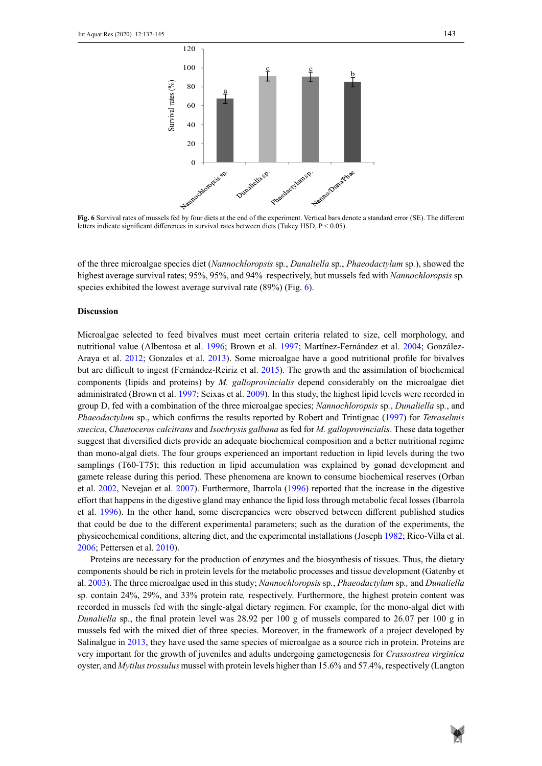**Fig. 6** Survival rates of mussels fed by four diets at the end of the experiment. Vertical bars denote a standard error (SE). The different letters indicate significant differences in survival rates between diets (Tukey HSD, $P < 0.05$).

of the three microalgae species diet (*Nannochloropsis* sp., *Dunaliella* sp., *Phaeodactylum* sp.), showed the highest average survival rates; 95%, 95%, and 94% respectively, but mussels fed with *Nannochloropsis* sp. species exhibited the lowest average survival rate (89%) (Fig. 6).

## Discussion

Microalgae selected to feed bivalves must meet certain criteria related to size, cell morphology, and nutritional value (Albentosa et al. 1996; Brown et al. 1997; Martínez-Fernández et al. 2004; González-Araya et al. 2012; Gonzales et al. 2013). Some microalgae have a good nutritional profile for bivalves but are difficult to ingest (Fernández-Reiriz et al. 2015). The growth and the assimilation of biochemical components (lipids and proteins) by *M. galloprovincialis* depend considerably on the microalgae diet administrated (Brown et al. 1997; Seixas et al. 2009). In this study, the highest lipid levels were recorded in group D, fed with a combination of the three microalgae species; *Nannochloropsis* sp., *Dunaliella* sp., and *Phaeodactylum* sp., which confirms the results reported by Robert and Trintignac (1997) for *Tetraselmis suecica*, *Chaetoceros calcitrans* and *Isochrysis galbana* as fed for *M. galloprovincialis*. These data together suggest that diversified diets provide an adequate biochemical composition and a better nutritional regime than mono-algal diets. The four groups experienced an important reduction in lipid levels during the two samplings (T60-T75); this reduction in lipid accumulation was explained by gonad development and gamete release during this period. These phenomena are known to consume biochemical reserves (Orban et al. 2002, Nevejan et al. 2007). Furthermore, Ibarrola (1996) reported that the increase in the digestive effort that happens in the digestive gland may enhance the lipid loss through metabolic fecal losses (Ibarrola et al. 1996). In the other hand, some discrepancies were observed between different published studies that could be due to the different experimental parameters; such as the duration of the experiments, the physicochemical conditions, altering diet, and the experimental installations (Joseph 1982; Rico-Villa et al. 2006; Pettersen et al. 2010).

Proteins are necessary for the production of enzymes and the biosynthesis of tissues. Thus, the dietary components should be rich in protein levels for the metabolic processes and tissue development (Gatenby et al. 2003). The three microalgae used in this study; *Nannochloropsis* sp., *Phaeodactylum* sp., and *Dunaliella* sp. contain 24%, 29%, and 33% protein rate, respectively. Furthermore, the highest protein content was recorded in mussels fed with the single-algal dietary regimen. For example, for the mono-algal diet with *Dunaliella* sp., the final protein level was 28.92 per 100 g of mussels compared to 26.07 per 100 g in mussels fed with the mixed diet of three species. Moreover, in the framework of a project developed by Salinalgue in 2013, they have used the same species of microalgae as a source rich in protein. Proteins are very important for the growth of juveniles and adults undergoing gametogenesis for *Crassostrea virginica* oyster, and *Mytilus trossulus* mussel with protein levels higher than 15.6% and 57.4%, respectively (Langton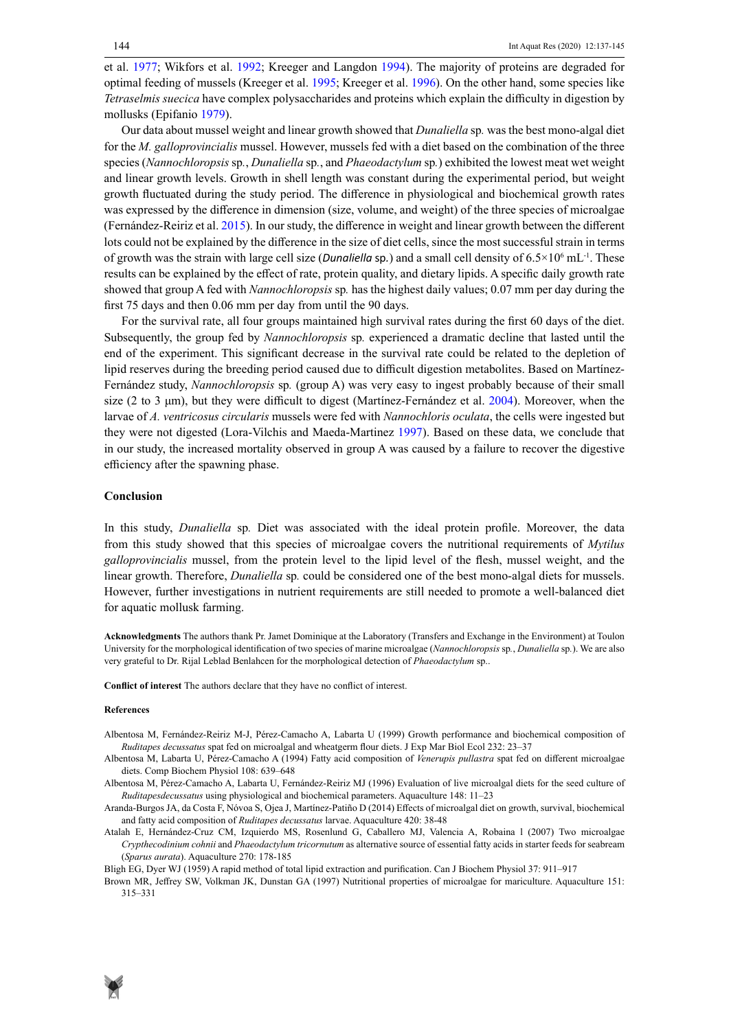et al. 1977; Wikfors et al. 1992; Kreeger and Langdon 1994). The majority of proteins are degraded for optimal feeding of mussels (Kreeger et al. 1995; Kreeger et al. 1996). On the other hand, some species like *Tetraselmis suecica* have complex polysaccharides and proteins which explain the difficulty in digestion by mollusks (Epifanio 1979).

Our data about mussel weight and linear growth showed that *Dunaliella* sp*.* was the best mono-algal diet for the *M. galloprovincialis* mussel. However, mussels fed with a diet based on the combination of the three species (*Nannochloropsis* sp*.*, *Dunaliella* sp*.*, and *Phaeodactylum* sp*.*) exhibited the lowest meat wet weight and linear growth. Growth in shell length was constant during the experimental period, but weight growth fluctuated during the study period. The difference in physiological and biochemical growth rates was expressed by the difference in dimension (size, volume, and weight) of the three species of microalgae (Fernández-Reiriz et al. 2015). In our study, the difference in weight and linear growth between the different lots could not be explained by the difference in the size of diet cells, since the most successful strain in terms of growth was the strain with large cell size (*Dunaliella* sp.) and a small cell density of $6.5\times10^{6}$ $mL^{-1}$. These results can be explained by the effect of rate, protein quality, and dietary lipids. A specific daily growth rate showed that group A fed with *Nannochloropsis* sp*.* has the highest daily values; 0.07 mm per day during the first 75 days and then 0.06 mm per day from until the 90 days.

For the survival rate, all four groups maintained high survival rates during the first 60 days of the diet. Subsequently, the group fed by *Nannochloropsis* sp*.* experienced a dramatic decline that lasted until the end of the experiment. This significant decrease in the survival rate could be related to the depletion of lipid reserves during the breeding period caused due to difficult digestion metabolites. Based on Martínez-Fernández study, *Nannochloropsis* sp*.* (group A) was very easy to ingest probably because of their small size (2 to 3 µm), but they were difficult to digest (Martínez-Fernández et al. 2004). Moreover, when the larvae of *A. ventricosus circularis* mussels were fed with *Nannochloris oculata*, the cells were ingested but they were not digested (Lora-Vilchis and Maeda-Martinez 1997). Based on these data, we conclude that in our study, the increased mortality observed in group A was caused by a failure to recover the digestive efficiency after the spawning phase.

## Conclusion

In this study, *Dunaliella* sp*.* Diet was associated with the ideal protein profile. Moreover, the data from this study showed that this species of microalgae covers the nutritional requirements of *Mytilus galloprovincialis* mussel, from the protein level to the lipid level of the flesh, mussel weight, and the linear growth. Therefore, *Dunaliella* sp*.* could be considered one of the best mono-algal diets for mussels. However, further investigations in nutrient requirements are still needed to promote a well-balanced diet for aquatic mollusk farming.

**Acknowledgments** The authors thank Pr. Jamet Dominique at the Laboratory (Transfers and Exchange in the Environment) at Toulon University for the morphological identification of two species of marine microalgae (*Nannochloropsis* sp*.*, *Dunaliella* sp*.*). We are also very grateful to Dr. Rijal Leblad Benlahcen for the morphological detection of *Phaeodactylum* sp..

**Conflict of interest** The authors declare that they have no conflict of interest.

#### References

Albentosa M, Fernández-Reiriz M-J, Pérez-Camacho A, Labarta U (1999) Growth performance and biochemical composition of *Ruditapes decussatus* spat fed on microalgal and wheatgerm flour diets. J Exp Mar Biol Ecol 232: 23–37

Albentosa M, Labarta U, Pérez-Camacho A (1994) Fatty acid composition of *Venerupis pullastra* spat fed on different microalgae diets. Comp Biochem Physiol 108: 639–648

Albentosa M, Pérez-Camacho A, Labarta U, Fernández-Reiriz MJ (1996) Evaluation of live microalgal diets for the seed culture of *Ruditapesdecussatus* using physiological and biochemical parameters. Aquaculture 148: 11–23

Aranda-Burgos JA, da Costa F, Nóvoa S, Ojea J, Martínez-Patiño D (2014) Effects of microalgal diet on growth, survival, biochemical and fatty acid composition of *Ruditapes decussatus* larvae. Aquaculture 420: 38-48

Atalah E, Hernández-Cruz CM, Izquierdo MS, Rosenlund G, Caballero MJ, Valencia A, Robaina l (2007) Two microalgae *Crypthecodinium cohnii* and *Phaeodactylum tricornutum* as alternative source of essential fatty acids in starter feeds for seabream (*Sparus aurata*). Aquaculture 270: 178-185

Bligh EG, Dyer WJ (1959) A rapid method of total lipid extraction and purification. Can J Biochem Physiol 37: 911–917

Brown MR, Jeffrey SW, Volkman JK, Dunstan GA (1997) Nutritional properties of microalgae for mariculture. Aquaculture 151: 315–331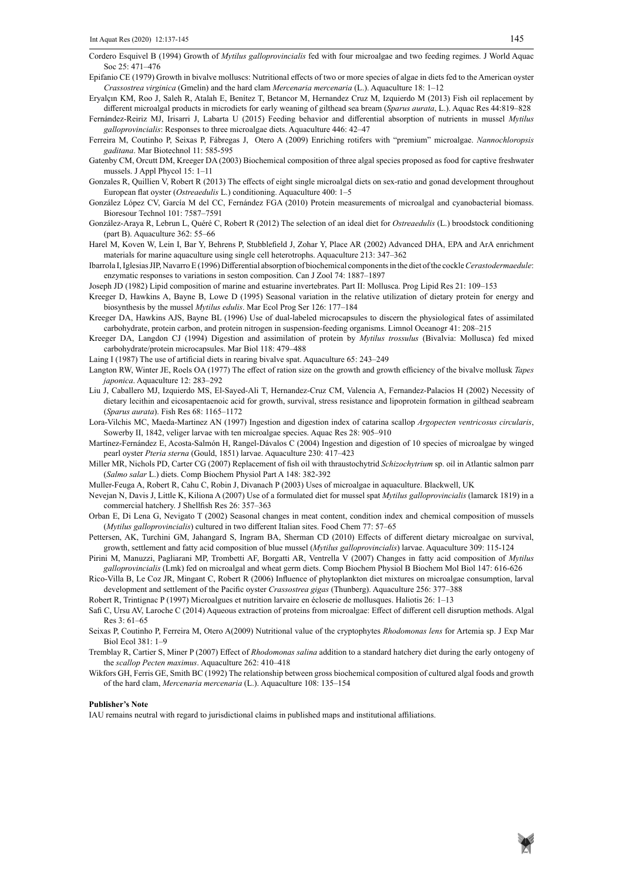Cordero Esquivel B (1994) Growth of *Mytilus galloprovincialis* fed with four microalgae and two feeding regimes. J World Aquac Soc 25: 471–476

Epifanio CE (1979) Growth in bivalve molluscs: Nutritional effects of two or more species of algae in diets fed to the American oyster *Crassostrea virginica* (Gmelin) and the hard clam *Mercenaria mercenaria* (L.). Aquaculture 18: 1–12

Eryalçın KM, Roo J, Saleh R, Atalah E, Benítez T, Betancor M, Hernandez Cruz M, Izquierdo M (2013) Fish oil replacement by different microalgal products in microdiets for early weaning of gilthead sea bream (*Sparus aurata*, L.). Aquac Res 44:819–828

Fernández-Reiriz MJ, Irisarri J, Labarta U (2015) Feeding behavior and differential absorption of nutrients in mussel *Mytilus galloprovincialis*: Responses to three microalgae diets. Aquaculture 446: 42–47

Ferreira M, Coutinho P, Seixas P, Fábregas J, Otero A (2009) Enriching rotifers with "premium" microalgae. *Nannochloropsis gaditana*. Mar Biotechnol 11: 585-595

Gatenby CM, Orcutt DM, Kreeger DA (2003) Biochemical composition of three algal species proposed as food for captive freshwater mussels. J Appl Phycol 15: 1–11

Gonzales R, Quillien V, Robert R (2013) The effects of eight single microalgal diets on sex-ratio and gonad development throughout European flat oyster (*Ostreaedulis* L.) conditioning. Aquaculture 400: 1–5

González López CV, García M del CC, Fernández FGA (2010) Protein measurements of microalgal and cyanobacterial biomass. Bioresour Technol 101: 7587–7591

González-Araya R, Lebrun L, Quéré C, Robert R (2012) The selection of an ideal diet for *Ostreaedulis* (L.) broodstock conditioning (part B). Aquaculture 362: 55–66

Harel M, Koven W, Lein I, Bar Y, Behrens P, Stubblefield J, Zohar Y, Place AR (2002) Advanced DHA, EPA and ArA enrichment materials for marine aquaculture using single cell heterotrophs. Aquaculture 213: 347–362

Ibarrola I, Iglesias JIP, Navarro E (1996) Differential absorption of biochemical components in the diet of the cockle *Cerastodermaedule*: enzymatic responses to variations in seston composition. Can J Zool 74: 1887–1897

Joseph JD (1982) Lipid composition of marine and estuarine invertebrates. Part II: Mollusca. Prog Lipid Res 21: 109–153

Kreeger D, Hawkins A, Bayne B, Lowe D (1995) Seasonal variation in the relative utilization of dietary protein for energy and biosynthesis by the mussel *Mytilus edulis*. Mar Ecol Prog Ser 126: 177–184

Kreeger DA, Hawkins AJS, Bayne BL (1996) Use of dual-labeled microcapsules to discern the physiological fates of assimilated carbohydrate, protein carbon, and protein nitrogen in suspension-feeding organisms. Limnol Oceanogr 41: 208–215

Kreeger DA, Langdon CJ (1994) Digestion and assimilation of protein by *Mytilus trossulus* (Bivalvia: Mollusca) fed mixed carbohydrate/protein microcapsules. Mar Biol 118: 479–488

Laing I (1987) The use of artificial diets in rearing bivalve spat. Aquaculture 65: 243–249

Langton RW, Winter JE, Roels OA (1977) The effect of ration size on the growth and growth efficiency of the bivalve mollusk *Tapes japonica*. Aquaculture 12: 283–292

Liu J, Caballero MJ, Izquierdo MS, El-Sayed-Ali T, Hernandez-Cruz CM, Valencia A, Fernandez-Palacios H (2002) Necessity of dietary lecithin and eicosapentaenoic acid for growth, survival, stress resistance and lipoprotein formation in gilthead seabream (*Sparus aurata*). Fish Res 68: 1165–1172

Lora-Vilchis MC, Maeda-Martinez AN (1997) Ingestion and digestion index of catarina scallop *Argopecten ventricosus circularis*, Sowerby II, 1842, veliger larvae with ten microalgae species. Aquac Res 28: 905–910

Martínez-Fernández E, Acosta-Salmón H, Rangel-Dávalos C (2004) Ingestion and digestion of 10 species of microalgae by winged pearl oyster *Pteria sterna* (Gould, 1851) larvae. Aquaculture 230: 417–423

Miller MR, Nichols PD, Carter CG (2007) Replacement of fish oil with thraustochytrid *Schizochytrium* sp. oil in Atlantic salmon parr (*Salmo salar* L.) diets. Comp Biochem Physiol Part A 148: 382-392

Muller-Feuga A, Robert R, Cahu C, Robin J, Divanach P (2003) Uses of microalgae in aquaculture. Blackwell, UK

Nevejan N, Davis J, Little K, Kiliona A (2007) Use of a formulated diet for mussel spat *Mytilus galloprovincialis* (lamarck 1819) in a commercial hatchery. J Shellfish Res 26: 357–363

Orban E, Di Lena G, Nevigato T (2002) Seasonal changes in meat content, condition index and chemical composition of mussels (*Mytilus galloprovincialis*) cultured in two different Italian sites. Food Chem 77: 57–65

Pettersen, AK, Turchini GM, Jahangard S, Ingram BA, Sherman CD (2010) Effects of different dietary microalgae on survival, growth, settlement and fatty acid composition of blue mussel (*Mytilus galloprovincialis*) larvae. Aquaculture 309: 115-124

Pirini M, Manuzzi, Pagliarani MP, Trombetti AF, Borgatti AR, Ventrella V (2007) Changes in fatty acid composition of *Mytilus galloprovincialis* (Lmk) fed on microalgal and wheat germ diets. Comp Biochem Physiol B Biochem Mol Biol 147: 616-626

Rico-Villa B, Le Coz JR, Mingant C, Robert R (2006) Influence of phytoplankton diet mixtures on microalgae consumption, larval development and settlement of the Pacific oyster *Crassostrea gigas* (Thunberg). Aquaculture 256: 377–388

Robert R, Trintignac P (1997) Microalgues et nutrition larvaire en écloserie de mollusques. Haliotis 26: 1–13

Safi C, Ursu AV, Laroche C (2014) Aqueous extraction of proteins from microalgae: Effect of different cell disruption methods. Algal Res 3: 61–65

Seixas P, Coutinho P, Ferreira M, Otero A(2009) Nutritional value of the cryptophytes *Rhodomonas lens* for Artemia sp. J Exp Mar Biol Ecol 381: 1–9

Tremblay R, Cartier S, Miner P (2007) Effect of *Rhodomonas salina* addition to a standard hatchery diet during the early ontogeny of the *scallop Pecten maximus*. Aquaculture 262: 410–418

Wikfors GH, Ferris GE, Smith BC (1992) The relationship between gross biochemical composition of cultured algal foods and growth of the hard clam, *Mercenaria mercenaria* (L.). Aquaculture 108: 135–154

**Publisher's Note**

IAU remains neutral with regard to jurisdictional claims in published maps and institutional affiliations.